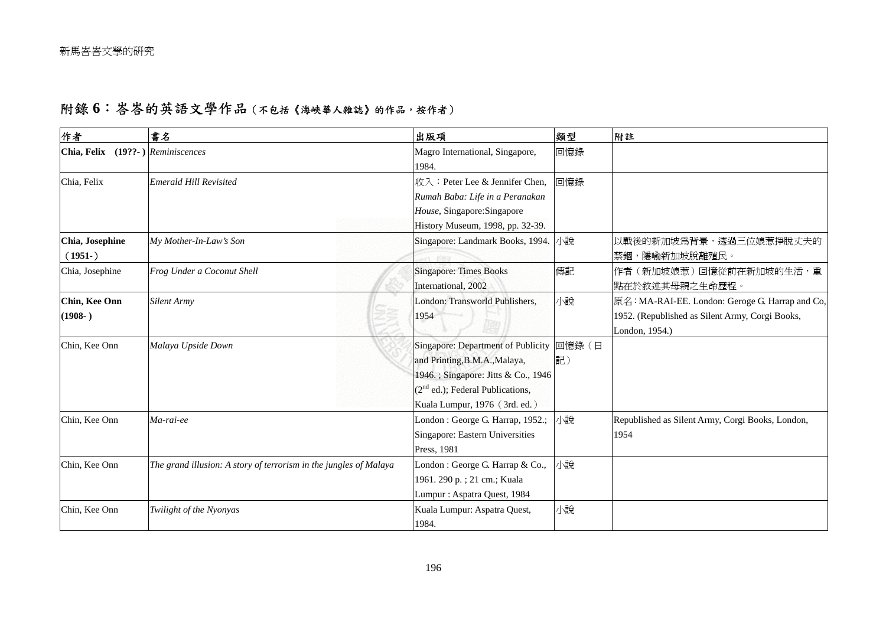## 附錄 6：峇峇的英語文學作品（不包括《海峽華人雜誌》的作品，按作者）

| 作者 | 書名 | 出版項 | 類型 | 附註 |
|---|---|---|---|---|
| **Chia, Felix (19??- )** | *Reminiscences* | Magro International, Singapore, 1984. | 回憶錄 | |
| Chia, Felix | *Emerald Hill Revisited* | 收入：Peter Lee & Jennifer Chen, *Rumah Baba: Life in a Peranakan House*, Singapore:Singapore History Museum, 1998, pp. 32-39. | 回憶錄 | |
| **Chia, Josephine（1951-）** | *My Mother-In-Law's Son* | Singapore: Landmark Books, 1994. | 小說 | 以戰後的新加坡爲背景，透過三位娘惹掙脫丈夫的禁錮，隱喻新加坡脫離殖民。 |
| Chia, Josephine | *Frog Under a Coconut Shell* | Singapore: Times Books International, 2002 | 傳記 | 作者（新加坡娘惹）回憶從前在新加坡的生活，重點在於敘述其母親之生命歷程。 |
| **Chin, Kee Onn (1908- )** | *Silent Army* | London: Transworld Publishers, 1954 | 小說 | 原名：MA-RAI-EE. London: Geroge G. Harrap and Co, 1952. (Republished as Silent Army, Corgi Books, London, 1954.) |
| Chin, Kee Onn | *Malaya Upside Down* | Singapore: Department of Publicity and Printing,B.M.A.,Malaya, 1946. ; Singapore: Jitts & Co., 1946 (2nd ed.); Federal Publications, Kuala Lumpur, 1976（3rd. ed.） | 回憶錄（日記） | |
| Chin, Kee Onn | *Ma-rai-ee* | London : George G. Harrap, 1952.; Singapore: Eastern Universities Press, 1981 | 小說 | Republished as Silent Army, Corgi Books, London, 1954 |
| Chin, Kee Onn | *The grand illusion: A story of terrorism in the jungles of Malaya* | London : George G. Harrap & Co., 1961. 290 p. ; 21 cm.; Kuala Lumpur : Aspatra Quest, 1984 | 小說 | |
| Chin, Kee Onn | *Twilight of the Nyonyas* | Kuala Lumpur: Aspatra Quest, 1984. | 小說 | |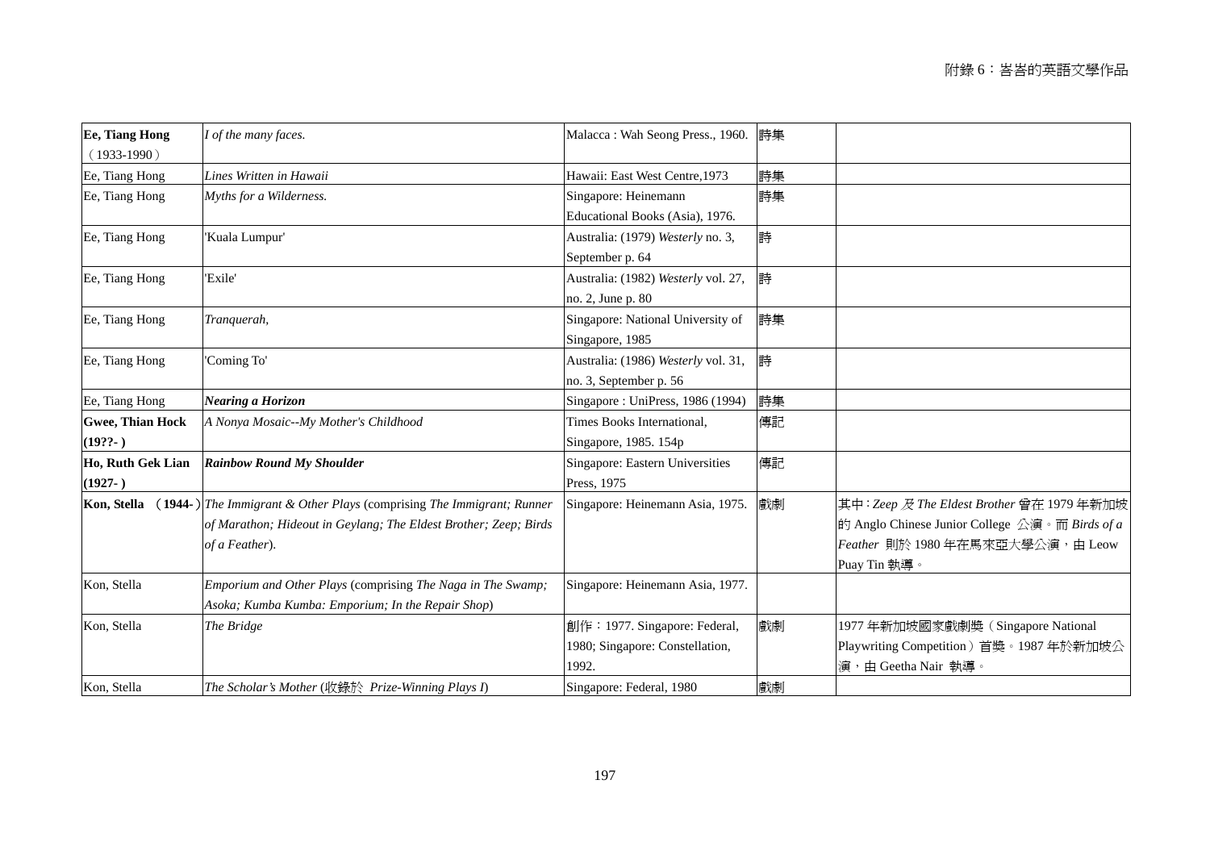| | | | | |
|---|---|---|---|---|
| **Ee, Tiang Hong** （1933-1990） | *I of the many faces.* | Malacca : Wah Seong Press., 1960. | 詩集 | |
| Ee, Tiang Hong | *Lines Written in Hawaii* | Hawaii: East West Centre,1973 | 詩集 | |
| Ee, Tiang Hong | *Myths for a Wilderness.* | Singapore: Heinemann Educational Books (Asia), 1976. | 詩集 | |
| Ee, Tiang Hong | 'Kuala Lumpur' | Australia: (1979) *Westerly* no. 3, September p. 64 | 詩 | |
| Ee, Tiang Hong | 'Exile' | Australia: (1982) *Westerly* vol. 27, no. 2, June p. 80 | 詩 | |
| Ee, Tiang Hong | *Tranquerah,* | Singapore: National University of Singapore, 1985 | 詩集 | |
| Ee, Tiang Hong | 'Coming To' | Australia: (1986) *Westerly* vol. 31, no. 3, September p. 56 | 詩 | |
| Ee, Tiang Hong | ***Nearing a Horizon*** | Singapore : UniPress, 1986 (1994) | 詩集 | |
| **Gwee, Thian Hock (19??- )** | *A Nonya Mosaic--My Mother's Childhood* | Times Books International, Singapore, 1985. 154p | 傳記 | |
| **Ho, Ruth Gek Lian (1927- )** | ***Rainbow Round My Shoulder*** | Singapore: Eastern Universities Press, 1975 | 傳記 | |
| **Kon, Stella （1944-）** | *The Immigrant & Other Plays* (comprising *The Immigrant; Runner of Marathon; Hideout in Geylang; The Eldest Brother; Zeep; Birds of a Feather*). | Singapore: Heinemann Asia, 1975. | 戲劇 | 其中：*Zeep* 及 *The Eldest Brother* 曾在 1979 年新加坡的 Anglo Chinese Junior College 公演。而 *Birds of a Feather* 則於 1980 年在馬來亞大學公演，由 Leow Puay Tin 執導。 |
| Kon, Stella | *Emporium and Other Plays* (comprising *The Naga in The Swamp; Asoka; Kumba Kumba: Emporium; In the Repair Shop*) | Singapore: Heinemann Asia, 1977. | | |
| Kon, Stella | *The Bridge* | 創作：1977. Singapore: Federal, 1980; Singapore: Constellation, 1992. | 戲劇 | 1977 年新加坡國家戲劇獎（Singapore National Playwriting Competition）首獎。1987 年於新加坡公演，由 Geetha Nair 執導。 |
| Kon, Stella | *The Scholar's Mother* (收錄於 *Prize-Winning Plays I*) | Singapore: Federal, 1980 | 戲劇 | |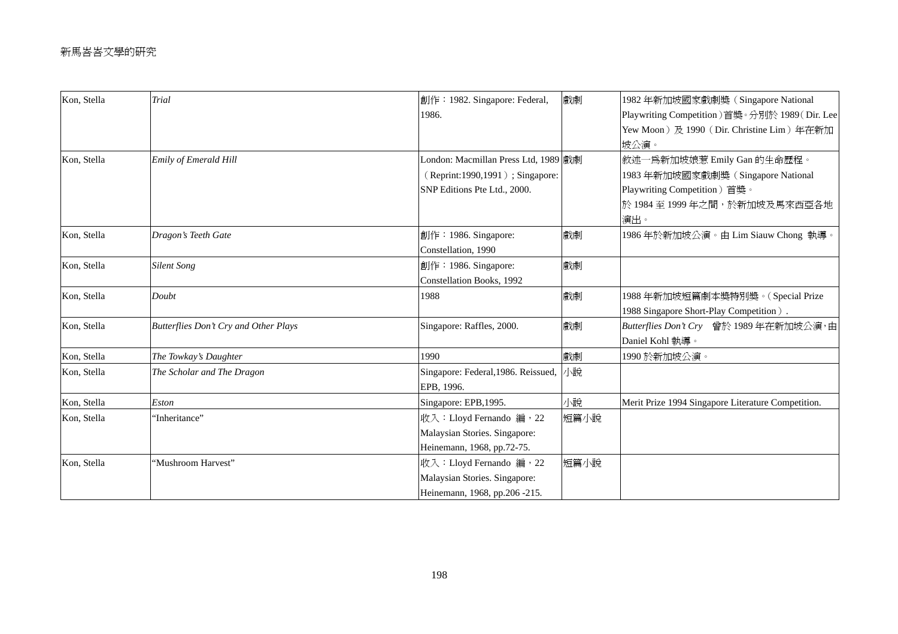| Kon, Stella | *Trial* | 創作：1982. Singapore: Federal, 1986. | 戲劇 | 1982 年新加坡國家戲劇獎（Singapore National Playwriting Competition）首獎。分別於 1989（Dir. Lee Yew Moon）及 1990（Dir. Christine Lim）年在新加坡公演。 |
|---|---|---|---|---|
| Kon, Stella | *Emily of Emerald Hill* | London: Macmillan Press Ltd, 1989（Reprint:1990,1991）; Singapore: SNP Editions Pte Ltd., 2000. | 戲劇 | 敘述一爲新加坡娘惹 Emily Gan 的生命歷程。1983 年新加坡國家戲劇獎（Singapore National Playwriting Competition）首獎。於 1984 至 1999 年之間，於新加坡及馬來西亞各地演出。 |
| Kon, Stella | *Dragon's Teeth Gate* | 創作：1986. Singapore: Constellation, 1990 | 戲劇 | 1986 年於新加坡公演。由 Lim Siauw Chong 執導。 |
| Kon, Stella | *Silent Song* | 創作：1986. Singapore: Constellation Books, 1992 | 戲劇 | |
| Kon, Stella | *Doubt* | 1988 | 戲劇 | 1988 年新加坡短篇劇本獎特別獎。(Special Prize 1988 Singapore Short-Play Competition). |
| Kon, Stella | *Butterflies Don't Cry and Other Plays* | Singapore: Raffles, 2000. | 戲劇 | *Butterflies Don't Cry* 曾於 1989 年在新加坡公演，由 Daniel Kohl 執導。 |
| Kon, Stella | *The Towkay's Daughter* | 1990 | 戲劇 | 1990 於新加坡公演。 |
| Kon, Stella | *The Scholar and The Dragon* | Singapore: Federal,1986. Reissued, EPB, 1996. | 小說 | |
| Kon, Stella | *Eston* | Singapore: EPB,1995. | 小說 | Merit Prize 1994 Singapore Literature Competition. |
| Kon, Stella | "Inheritance" | 收入：Lloyd Fernando 編，22 Malaysian Stories. Singapore: Heinemann, 1968, pp.72-75. | 短篇小說 | |
| Kon, Stella | "Mushroom Harvest" | 收入：Lloyd Fernando 編，22 Malaysian Stories. Singapore: Heinemann, 1968, pp.206 -215. | 短篇小說 | |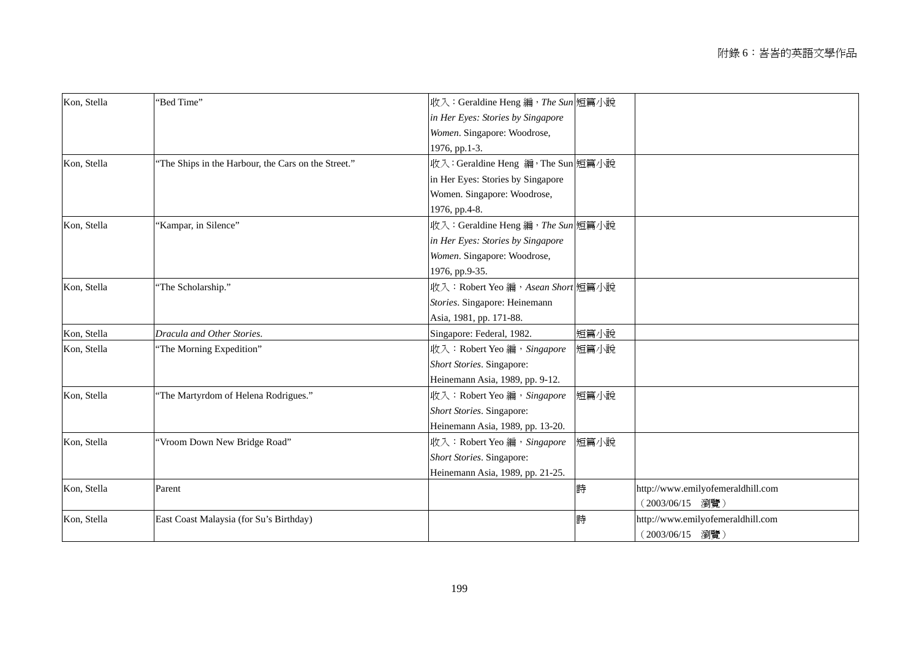| Kon, Stella | "Bed Time" | 收入：Geraldine Heng 編，*The Sun in Her Eyes: Stories by Singapore Women*. Singapore: Woodrose, 1976, pp.1-3. | 短篇小說 | |
|---|---|---|---|---|
| Kon, Stella | "The Ships in the Harbour, the Cars on the Street." | 收入：Geraldine Heng 編，The Sun in Her Eyes: Stories by Singapore Women. Singapore: Woodrose, 1976, pp.4-8. | 短篇小說 | |
| Kon, Stella | "Kampar, in Silence" | 收入：Geraldine Heng 編，*The Sun in Her Eyes: Stories by Singapore Women*. Singapore: Woodrose, 1976, pp.9-35. | 短篇小說 | |
| Kon, Stella | "The Scholarship." | 收入：Robert Yeo 編，*Asean Short Stories*. Singapore: Heinemann Asia, 1981, pp. 171-88. | 短篇小說 | |
| Kon, Stella | *Dracula and Other Stories.* | Singapore: Federal, 1982. | 短篇小說 | |
| Kon, Stella | "The Morning Expedition" | 收入：Robert Yeo 編，*Singapore Short Stories*. Singapore: Heinemann Asia, 1989, pp. 9-12. | 短篇小說 | |
| Kon, Stella | "The Martyrdom of Helena Rodrigues." | 收入：Robert Yeo 編，*Singapore Short Stories*. Singapore: Heinemann Asia, 1989, pp. 13-20. | 短篇小說 | |
| Kon, Stella | "Vroom Down New Bridge Road" | 收入：Robert Yeo 編，*Singapore Short Stories*. Singapore: Heinemann Asia, 1989, pp. 21-25. | 短篇小說 | |
| Kon, Stella | Parent | | 詩 | http://www.emilyofemeraldhill.com（2003/06/15 瀏覽） |
| Kon, Stella | East Coast Malaysia (for Su's Birthday) | | 詩 | http://www.emilyofemeraldhill.com（2003/06/15 瀏覽） |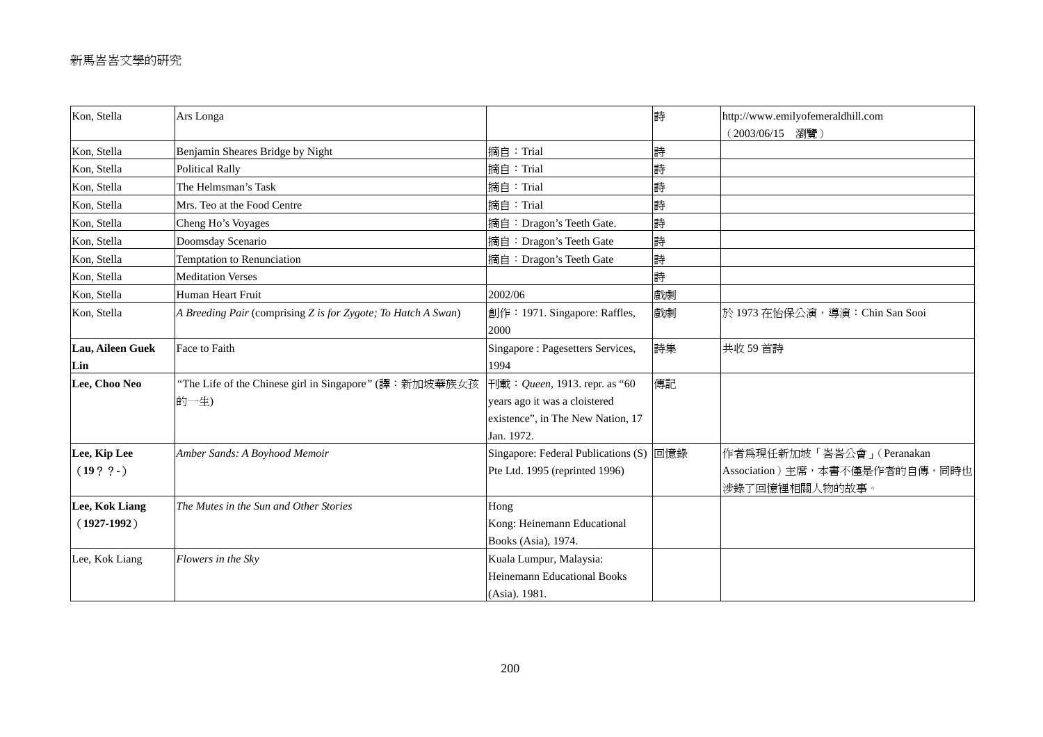| Kon, Stella | Ars Longa | | 詩 | http://www.emilyofemeraldhill.com （2003/06/15 瀏覽） |
|---|---|---|---|---|
| Kon, Stella | Benjamin Sheares Bridge by Night | 摘自：Trial | 詩 | |
| Kon, Stella | Political Rally | 摘自：Trial | 詩 | |
| Kon, Stella | The Helmsman's Task | 摘自：Trial | 詩 | |
| Kon, Stella | Mrs. Teo at the Food Centre | 摘自：Trial | 詩 | |
| Kon, Stella | Cheng Ho's Voyages | 摘自：Dragon's Teeth Gate. | 詩 | |
| Kon, Stella | Doomsday Scenario | 摘自：Dragon's Teeth Gate | 詩 | |
| Kon, Stella | Temptation to Renunciation | 摘自：Dragon's Teeth Gate | 詩 | |
| Kon, Stella | Meditation Verses | | 詩 | |
| Kon, Stella | Human Heart Fruit | 2002/06 | 戲劇 | |
| Kon, Stella | *A Breeding Pair* (comprising *Z is for Zygote; To Hatch A Swan*) | 創作：1971. Singapore: Raffles, 2000 | 戲劇 | 於 1973 在怡保公演，導演：Chin San Sooi |
| **Lau, Aileen Guek Lin** | Face to Faith | Singapore : Pagesetters Services, 1994 | 詩集 | 共收 59 首詩 |
| **Lee, Choo Neo** | "The Life of the Chinese girl in Singapore" (譯：新加坡華族女孩的一生) | 刊載：*Queen*, 1913. repr. as "60 years ago it was a cloistered existence", in The New Nation, 17 Jan. 1972. | 傳記 | |
| **Lee, Kip Lee （19？？-）** | *Amber Sands: A Boyhood Memoir* | Singapore: Federal Publications (S) Pte Ltd. 1995 (reprinted 1996) | 回憶錄 | 作者爲現任新加坡「峇峇公會」(Peranakan Association）主席，本書不僅是作者的自傳，同時也涉錄了回憶裡相關人物的故事。 |
| **Lee, Kok Liang （1927-1992）** | *The Mutes in the Sun and Other Stories* | Hong Kong: Heinemann Educational Books (Asia), 1974. | | |
| Lee, Kok Liang | *Flowers in the Sky* | Kuala Lumpur, Malaysia: Heinemann Educational Books (Asia). 1981. | | |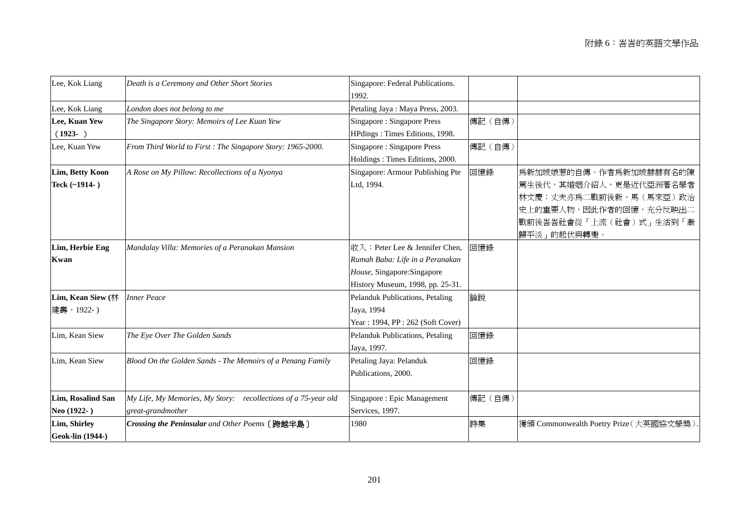| Lee, Kok Liang | *Death is a Ceremony and Other Short Stories* | Singapore: Federal Publications. 1992. | | |
|---|---|---|---|---|
| Lee, Kok Liang | *London does not belong to me* | Petaling Jaya : Maya Press, 2003. | | |
| **Lee, Kuan Yew （1923- ）** | *The Singapore Story: Memoirs of Lee Kuan Yew* | Singapore : Singapore Press HPdings : Times Editions, 1998. | 傳記（自傳） | |
| Lee, Kuan Yew | *From Third World to First : The Singapore Story: 1965-2000.* | Singapore : Singapore Press Holdings : Times Editions, 2000. | 傳記（自傳） | |
| **Lim, Betty Koon Teck (~1914- )** | *A Rose on My Pillow: Recollections of a Nyonya* | Singapore: Armour Publishing Pte Ltd, 1994. | 回憶錄 | 爲新加坡娘惹的自傳。作者爲新加坡赫赫有名的陳篤生後代，其婚姻介紹人，更是近代亞洲著名學者林文慶；丈夫亦爲二戰前後新、馬（馬來亞）政治史上的重要人物，因此作者的回憶，充分反映出二戰前後峇峇社會從「上流（社會）式」生活到「漸歸平淡」的起伏與轉變。 |
| **Lim, Herbie Eng Kwan** | *Mandalay Villa: Memories of a Peranakan Mansion* | 收入：Peter Lee & Jennifer Chen, *Rumah Baba: Life in a Peranakan House*, Singapore:Singapore History Museum, 1998, pp. 25-31. | 回憶錄 | |
| **Lim, Kean Siew (林建壽，1922- )** | *Inner Peace* | Pelanduk Publications, Petaling Jaya, 1994 Year : 1994, PP : 262 (Soft Cover) | 論說 | |
| Lim, Kean Siew | *The Eye Over The Golden Sands* | Pelanduk Publications, Petaling Jaya, 1997. | 回憶錄 | |
| Lim, Kean Siew | *Blood On the Golden Sands - The Memoirs of a Penang Family* | Petaling Jaya: Pelanduk Publications, 2000. | 回憶錄 | |
| **Lim, Rosalind San Neo (1922- )** | *My Life, My Memories, My Story: recollections of a 75-year old great-grandmother* | Singapore : Epic Management Services, 1997. | 傳記（自傳） | |
| **Lim, Shirley Geok-lin (1944-)** | ***Crossing the Peninsular*** *and Other Poems* **〔跨越半島〕** | 1980 | 詩集 | 獲頒 Commonwealth Poetry Prize（大英國協文學獎）. |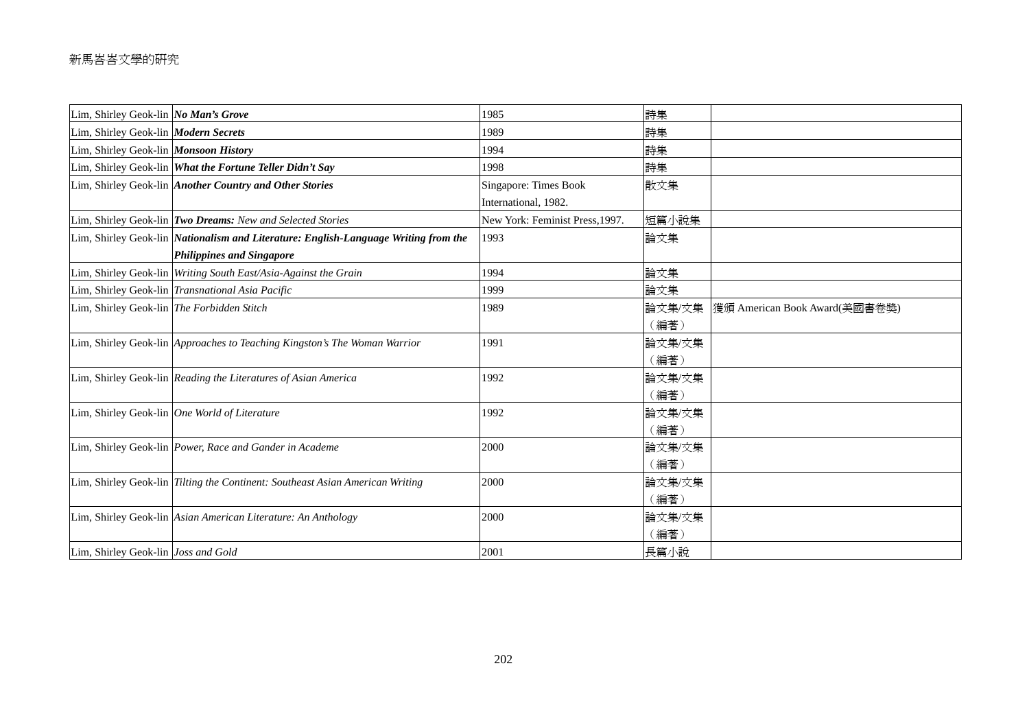| | | | | |
|---|---|---|---|---|
| Lim, Shirley Geok-lin | ***No Man's Grove*** | 1985 | 詩集 | |
| Lim, Shirley Geok-lin | ***Modern Secrets*** | 1989 | 詩集 | |
| Lim, Shirley Geok-lin | ***Monsoon History*** | 1994 | 詩集 | |
| Lim, Shirley Geok-lin | ***What the Fortune Teller Didn't Say*** | 1998 | 詩集 | |
| Lim, Shirley Geok-lin | ***Another Country and Other Stories*** | Singapore: Times Book International, 1982. | 散文集 | |
| Lim, Shirley Geok-lin | ***Two Dreams:*** *New and Selected Stories* | New York: Feminist Press,1997. | 短篇小說集 | |
| Lim, Shirley Geok-lin | ***Nationalism and Literature: English-Language Writing from the Philippines and Singapore*** | 1993 | 論文集 | |
| Lim, Shirley Geok-lin | *Writing South East/Asia-Against the Grain* | 1994 | 論文集 | |
| Lim, Shirley Geok-lin | *Transnational Asia Pacific* | 1999 | 論文集 | |
| Lim, Shirley Geok-lin | *The Forbidden Stitch* | 1989 | 論文集/文集（編著） | 獲頒 American Book Award(美國書卷獎) |
| Lim, Shirley Geok-lin | *Approaches to Teaching Kingston's The Woman Warrior* | 1991 | 論文集/文集（編著） | |
| Lim, Shirley Geok-lin | *Reading the Literatures of Asian America* | 1992 | 論文集/文集（編著） | |
| Lim, Shirley Geok-lin | *One World of Literature* | 1992 | 論文集/文集（編著） | |
| Lim, Shirley Geok-lin | *Power, Race and Gander in Academe* | 2000 | 論文集/文集（編著） | |
| Lim, Shirley Geok-lin | *Tilting the Continent: Southeast Asian American Writing* | 2000 | 論文集/文集（編著） | |
| Lim, Shirley Geok-lin | *Asian American Literature: An Anthology* | 2000 | 論文集/文集（編著） | |
| Lim, Shirley Geok-lin | *Joss and Gold* | 2001 | 長篇小說 | |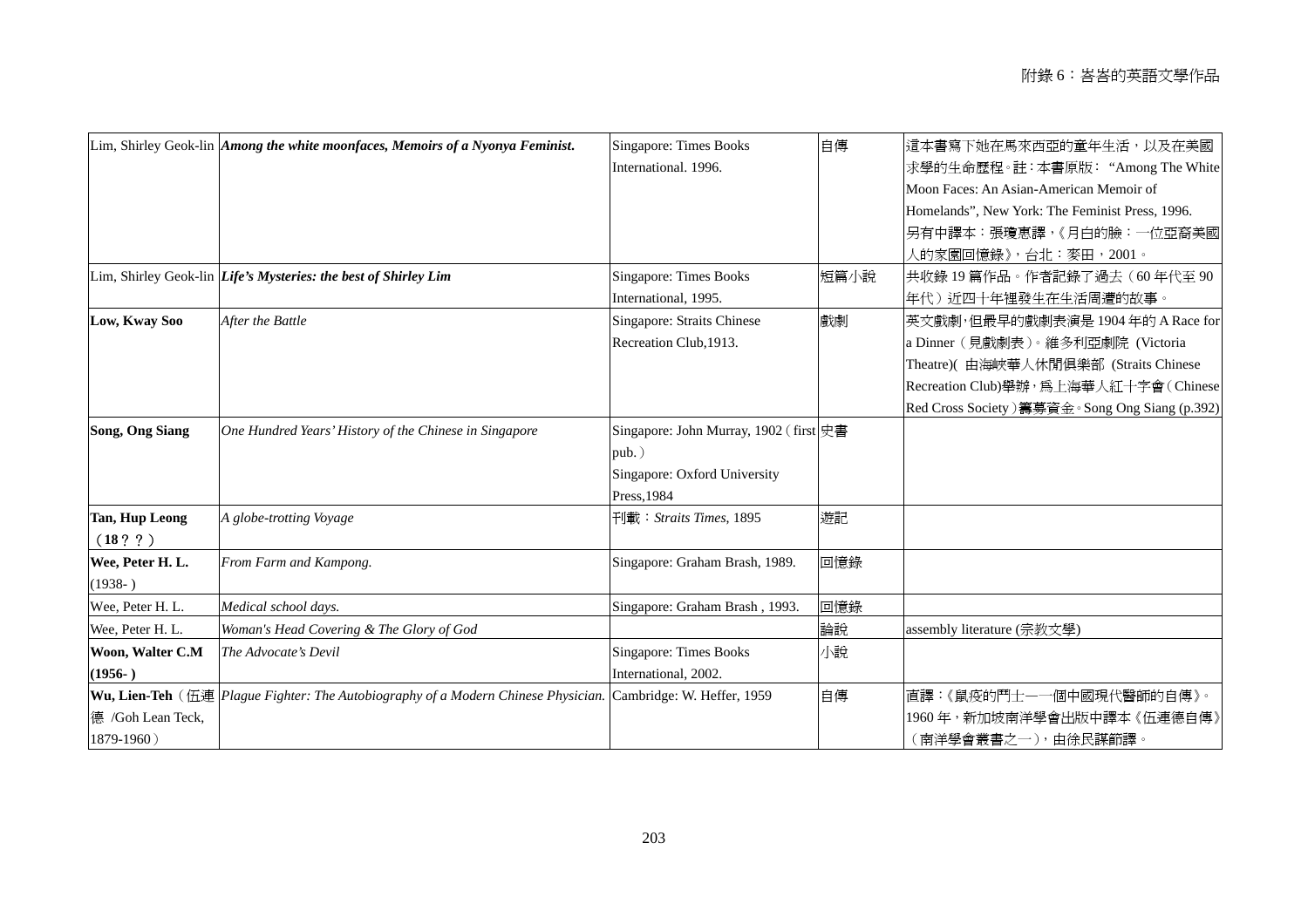| Lim, Shirley Geok-lin | ***Among the white moonfaces, Memoirs of a Nyonya Feminist.*** | Singapore: Times Books International. 1996. | 自傳 | 這本書寫下她在馬來西亞的童年生活，以及在美國求學的生命歷程。註：本書原版："Among The White Moon Faces: An Asian-American Memoir of Homelands", New York: The Feminist Press, 1996. 另有中譯本：張瓊惠譯，《月白的臉：一位亞裔美國人的家園回憶錄》，台北：麥田，2001。 |
|---|---|---|---|---|
| Lim, Shirley Geok-lin | ***Life's Mysteries: the best of Shirley Lim*** | Singapore: Times Books International, 1995. | 短篇小說 | 共收錄 19 篇作品。作者記錄了過去（60 年代至 90 年代）近四十年裡發生在生活周遭的故事。 |
| **Low, Kway Soo** | *After the Battle* | Singapore: Straits Chinese Recreation Club,1913. | 戲劇 | 英文戲劇，但最早的戲劇表演是 1904 年的 A Race for a Dinner（見戲劇表）。維多利亞劇院 (Victoria Theatre)( 由海峽華人休閒俱樂部 (Straits Chinese Recreation Club)舉辦，爲上海華人紅十字會（Chinese Red Cross Society）籌募資金。Song Ong Siang (p.392) |
| **Song, Ong Siang** | *One Hundred Years' History of the Chinese in Singapore* | Singapore: John Murray, 1902（first pub.） Singapore: Oxford University Press,1984 | 史書 | |
| **Tan, Hup Leong （18？？）** | *A globe-trotting Voyage* | 刊載：*Straits Times*, 1895 | 遊記 | |
| **Wee, Peter H. L.** (1938- ) | *From Farm and Kampong.* | Singapore: Graham Brash, 1989. | 回憶錄 | |
| Wee, Peter H. L. | *Medical school days.* | Singapore: Graham Brash , 1993. | 回憶錄 | |
| Wee, Peter H. L. | *Woman's Head Covering & The Glory of God* | | 論說 | assembly literature (宗教文學) |
| **Woon, Walter C.M (1956- )** | *The Advocate's Devil* | Singapore: Times Books International, 2002. | 小說 | |
| **Wu, Lien-Teh**（伍連德 /Goh Lean Teck, 1879-1960） | *Plague Fighter: The Autobiography of a Modern Chinese Physician.* | Cambridge: W. Heffer, 1959 | 自傳 | 直譯：《鼠疫的鬥士——一個中國現代醫師的自傳》。1960 年，新加坡南洋學會出版中譯本《伍連德自傳》（南洋學會叢書之一），由徐民謀節譯。 |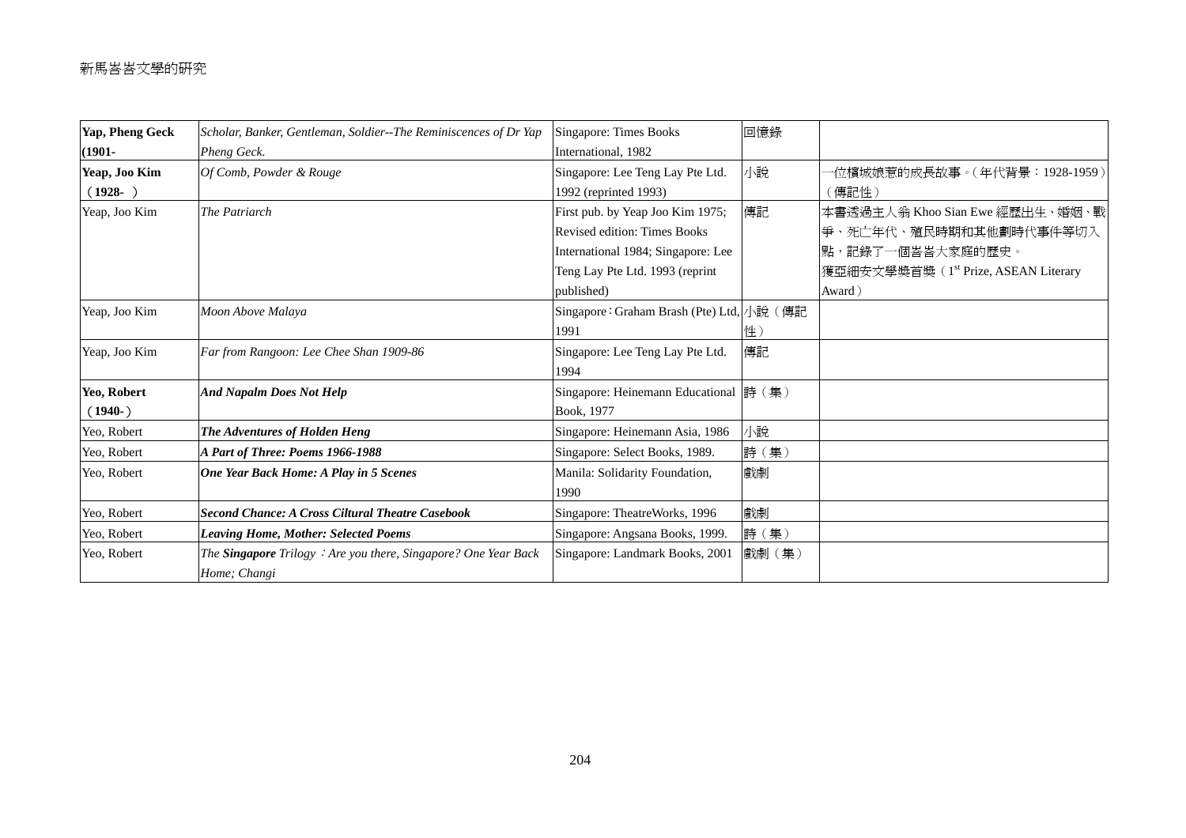| | | | | |
|---|---|---|---|---|
| **Yap, Pheng Geck (1901-** | *Scholar, Banker, Gentleman, Soldier--The Reminiscences of Dr Yap Pheng Geck.* | Singapore: Times Books International, 1982 | 回憶錄 | |
| **Yeap, Joo Kim （1928- ）** | *Of Comb, Powder & Rouge* | Singapore: Lee Teng Lay Pte Ltd. 1992 (reprinted 1993) | 小說 | 一位檳城娘惹的成長故事。（年代背景：1928-1959）（傳記性） |
| Yeap, Joo Kim | *The Patriarch* | First pub. by Yeap Joo Kim 1975; Revised edition: Times Books International 1984; Singapore: Lee Teng Lay Pte Ltd. 1993 (reprint published) | 傳記 | 本書透過主人翁 Khoo Sian Ewe 經歷出生、婚姻、戰爭、死亡年代、殖民時期和其他劃時代事件等切入點，記錄了一個峇峇大家庭的歷史。獲亞細安文學獎首獎（1st Prize, ASEAN Literary Award） |
| Yeap, Joo Kim | *Moon Above Malaya* | Singapore：Graham Brash (Pte) Ltd, 1991 | 小說（傳記性） | |
| Yeap, Joo Kim | *Far from Rangoon: Lee Chee Shan 1909-86* | Singapore: Lee Teng Lay Pte Ltd. 1994 | 傳記 | |
| **Yeo, Robert （1940-）** | ***And Napalm Does Not Help*** | Singapore: Heinemann Educational Book, 1977 | 詩（集） | |
| Yeo, Robert | ***The Adventures of Holden Heng*** | Singapore: Heinemann Asia, 1986 | 小說 | |
| Yeo, Robert | ***A Part of Three: Poems 1966-1988*** | Singapore: Select Books, 1989. | 詩（集） | |
| Yeo, Robert | ***One Year Back Home: A Play in 5 Scenes*** | Manila: Solidarity Foundation, 1990 | 戲劇 | |
| Yeo, Robert | ***Second Chance: A CrossCiltural Theatre Casebook*** | Singapore: TheatreWorks, 1996 | 戲劇 | |
| Yeo, Robert | ***Leaving Home, Mother: Selected Poems*** | Singapore: Angsana Books, 1999. | 詩（集） | |
| Yeo, Robert | *The **Singapore** Trilogy ：Are you there, Singapore? One Year Back Home; Changi* | Singapore: Landmark Books, 2001 | 戲劇（集） | |